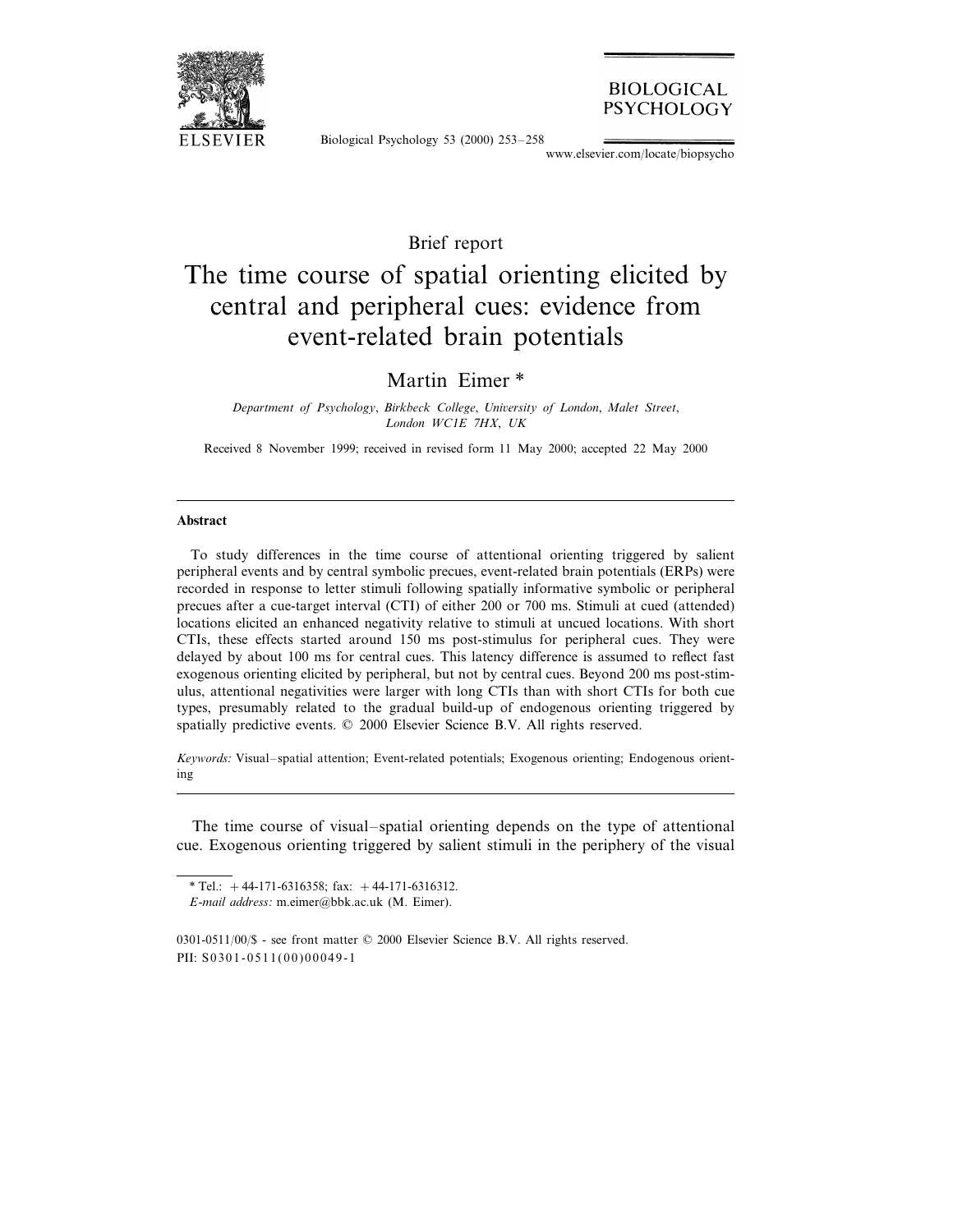Brief report

# The time course of spatial orienting elicited by central and peripheral cues: evidence from event-related brain potentials

Martin Eimer *

*Department of Psychology, Birkbeck College, University of London, Malet Street, London WC1E 7HX, UK*

Received 8 November 1999; received in revised form 11 May 2000; accepted 22 May 2000

---

**Abstract**

To study differences in the time course of attentional orienting triggered by salient peripheral events and by central symbolic precues, event-related brain potentials (ERPs) were recorded in response to letter stimuli following spatially informative symbolic or peripheral precues after a cue-target interval (CTI) of either 200 or 700 ms. Stimuli at cued (attended) locations elicited an enhanced negativity relative to stimuli at uncued locations. With short CTIs, these effects started around 150 ms post-stimulus for peripheral cues. They were delayed by about 100 ms for central cues. This latency difference is assumed to reflect fast exogenous orienting elicited by peripheral, but not by central cues. Beyond 200 ms post-stimulus, attentional negativities were larger with long CTIs than with short CTIs for both cue types, presumably related to the gradual build-up of endogenous orienting triggered by spatially predictive events. © 2000 Elsevier Science B.V. All rights reserved.

*Keywords:* Visual–spatial attention; Event-related potentials; Exogenous orienting; Endogenous orienting

---

The time course of visual–spatial orienting depends on the type of attentional cue. Exogenous orienting triggered by salient stimuli in the periphery of the visual

\* Tel.: +44-171-6316358; fax: +44-171-6316312.
*E-mail address:* m.eimer@bbk.ac.uk (M. Eimer).

0301-0511/00/$ - see front matter © 2000 Elsevier Science B.V. All rights reserved.
PII: S0301-0511(00)00049-1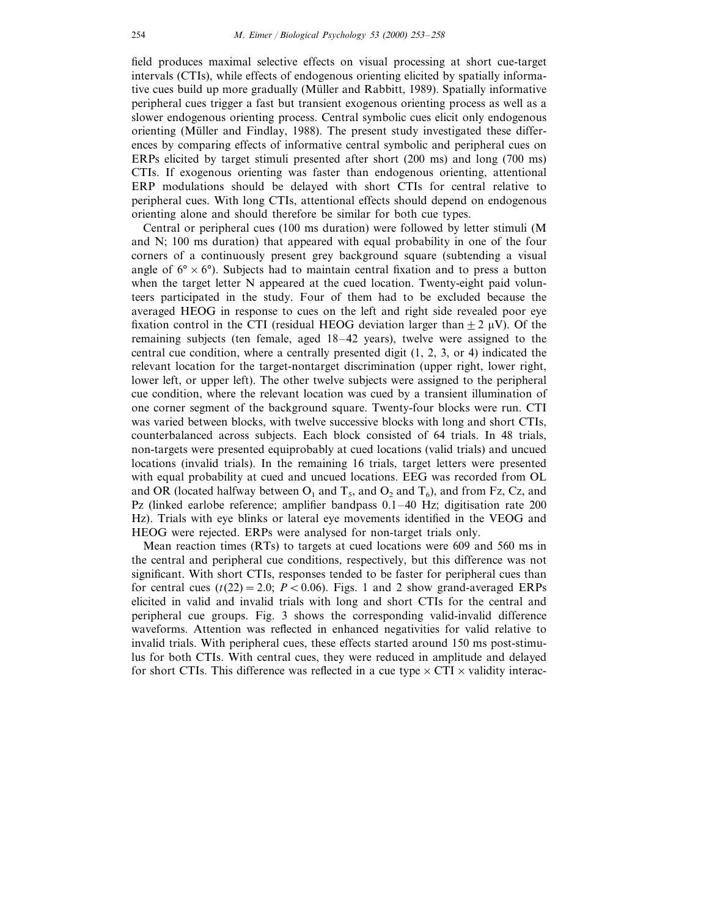field produces maximal selective effects on visual processing at short cue-target intervals (CTIs), while effects of endogenous orienting elicited by spatially informative cues build up more gradually (Müller and Rabbitt, 1989). Spatially informative peripheral cues trigger a fast but transient exogenous orienting process as well as a slower endogenous orienting process. Central symbolic cues elicit only endogenous orienting (Müller and Findlay, 1988). The present study investigated these differences by comparing effects of informative central symbolic and peripheral cues on ERPs elicited by target stimuli presented after short (200 ms) and long (700 ms) CTIs. If exogenous orienting was faster than endogenous orienting, attentional ERP modulations should be delayed with short CTIs for central relative to peripheral cues. With long CTIs, attentional effects should depend on endogenous orienting alone and should therefore be similar for both cue types.

Central or peripheral cues (100 ms duration) were followed by letter stimuli (M and N; 100 ms duration) that appeared with equal probability in one of the four corners of a continuously present grey background square (subtending a visual angle of $6° \times 6°$). Subjects had to maintain central fixation and to press a button when the target letter N appeared at the cued location. Twenty-eight paid volunteers participated in the study. Four of them had to be excluded because the averaged HEOG in response to cues on the left and right side revealed poor eye fixation control in the CTI (residual HEOG deviation larger than $\pm 2$ μV). Of the remaining subjects (ten female, aged 18–42 years), twelve were assigned to the central cue condition, where a centrally presented digit (1, 2, 3, or 4) indicated the relevant location for the target-nontarget discrimination (upper right, lower right, lower left, or upper left). The other twelve subjects were assigned to the peripheral cue condition, where the relevant location was cued by a transient illumination of one corner segment of the background square. Twenty-four blocks were run. CTI was varied between blocks, with twelve successive blocks with long and short CTIs, counterbalanced across subjects. Each block consisted of 64 trials. In 48 trials, non-targets were presented equiprobably at cued locations (valid trials) and uncued locations (invalid trials). In the remaining 16 trials, target letters were presented with equal probability at cued and uncued locations. EEG was recorded from OL and OR (located halfway between $O_1$ and $T_5$, and $O_2$ and $T_6$), and from Fz, Cz, and Pz (linked earlobe reference; amplifier bandpass 0.1–40 Hz; digitisation rate 200 Hz). Trials with eye blinks or lateral eye movements identified in the VEOG and HEOG were rejected. ERPs were analysed for non-target trials only.

Mean reaction times (RTs) to targets at cued locations were 609 and 560 ms in the central and peripheral cue conditions, respectively, but this difference was not significant. With short CTIs, responses tended to be faster for peripheral cues than for central cues ($t(22) = 2.0$; $P < 0.06$). Figs. 1 and 2 show grand-averaged ERPs elicited in valid and invalid trials with long and short CTIs for the central and peripheral cue groups. Fig. 3 shows the corresponding valid-invalid difference waveforms. Attention was reflected in enhanced negativities for valid relative to invalid trials. With peripheral cues, these effects started around 150 ms post-stimulus for both CTIs. With central cues, they were reduced in amplitude and delayed for short CTIs. This difference was reflected in a cue type $\times$ CTI $\times$ validity interac-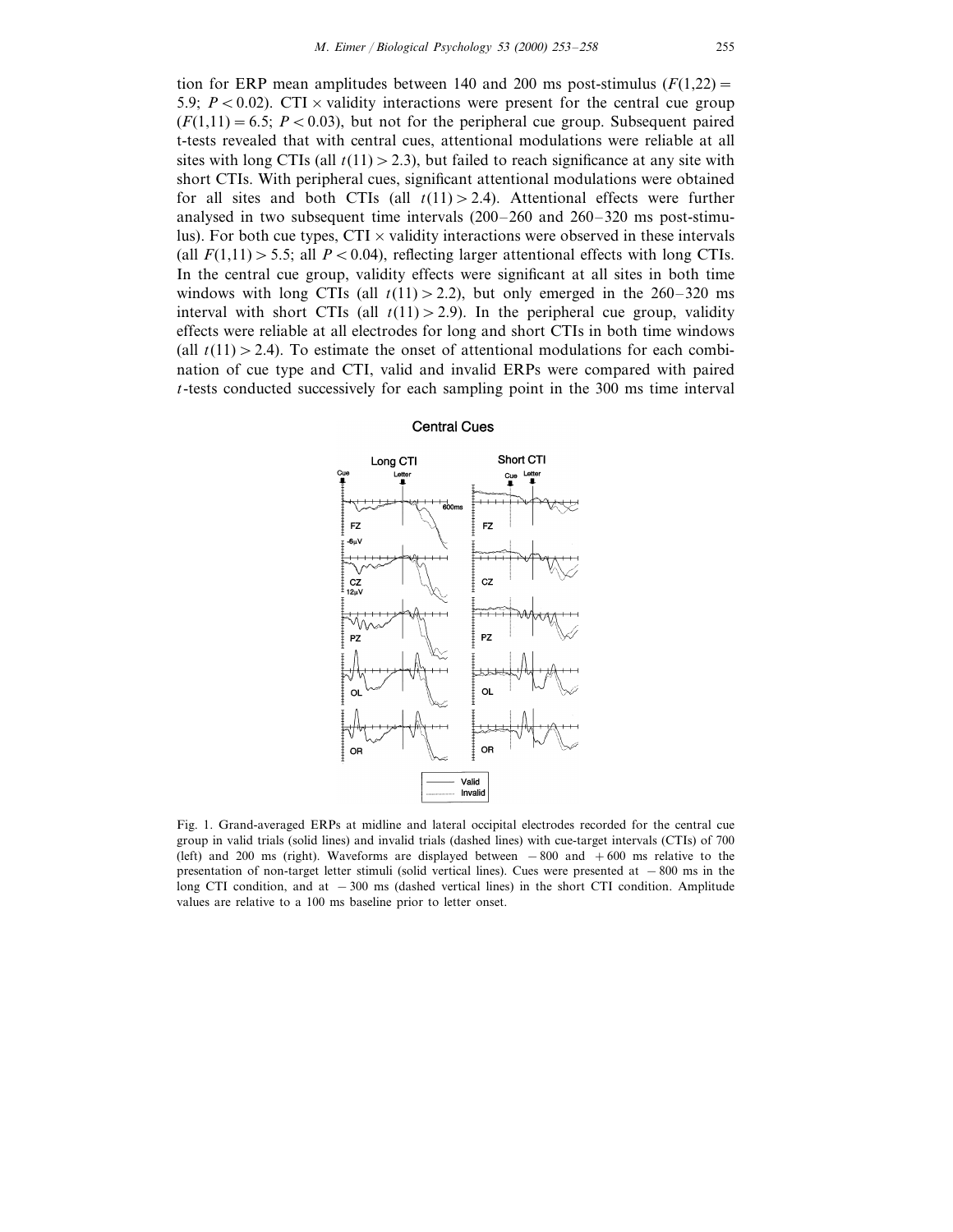tion for ERP mean amplitudes between 140 and 200 ms post-stimulus ($F(1,22) = 5.9$; $P < 0.02$). CTI × validity interactions were present for the central cue group ($F(1,11) = 6.5$; $P < 0.03$), but not for the peripheral cue group. Subsequent paired t-tests revealed that with central cues, attentional modulations were reliable at all sites with long CTIs (all $t(11) > 2.3$), but failed to reach significance at any site with short CTIs. With peripheral cues, significant attentional modulations were obtained for all sites and both CTIs (all $t(11) > 2.4$). Attentional effects were further analysed in two subsequent time intervals (200–260 and 260–320 ms post-stimulus). For both cue types, CTI × validity interactions were observed in these intervals (all $F(1,11) > 5.5$; all $P < 0.04$), reflecting larger attentional effects with long CTIs. In the central cue group, validity effects were significant at all sites in both time windows with long CTIs (all $t(11) > 2.2$), but only emerged in the 260–320 ms interval with short CTIs (all $t(11) > 2.9$). In the peripheral cue group, validity effects were reliable at all electrodes for long and short CTIs in both time windows (all $t(11) > 2.4$). To estimate the onset of attentional modulations for each combination of cue type and CTI, valid and invalid ERPs were compared with paired $t$-tests conducted successively for each sampling point in the 300 ms time interval

Fig. 1. Grand-averaged ERPs at midline and lateral occipital electrodes recorded for the central cue group in valid trials (solid lines) and invalid trials (dashed lines) with cue-target intervals (CTIs) of 700 (left) and 200 ms (right). Waveforms are displayed between −800 and +600 ms relative to the presentation of non-target letter stimuli (solid vertical lines). Cues were presented at −800 ms in the long CTI condition, and at −300 ms (dashed vertical lines) in the short CTI condition. Amplitude values are relative to a 100 ms baseline prior to letter onset.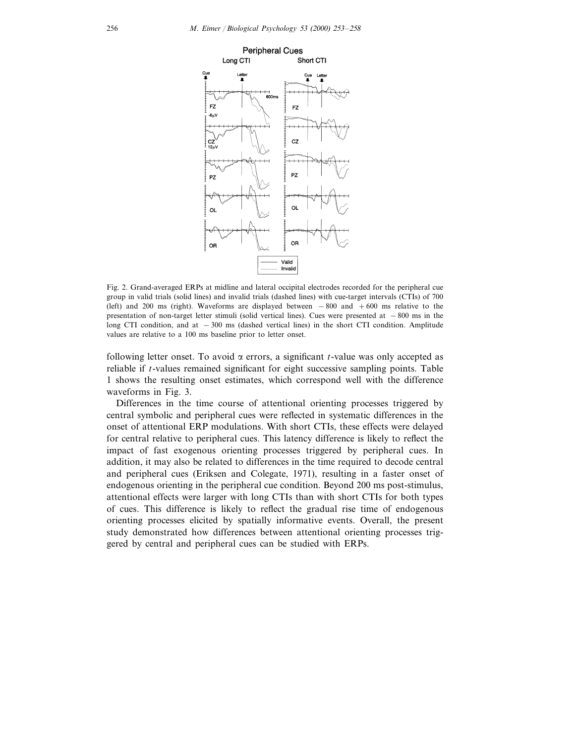Fig. 2. Grand-averaged ERPs at midline and lateral occipital electrodes recorded for the peripheral cue group in valid trials (solid lines) and invalid trials (dashed lines) with cue-target intervals (CTIs) of 700 (left) and 200 ms (right). Waveforms are displayed between −800 and +600 ms relative to the presentation of non-target letter stimuli (solid vertical lines). Cues were presented at −800 ms in the long CTI condition, and at −300 ms (dashed vertical lines) in the short CTI condition. Amplitude values are relative to a 100 ms baseline prior to letter onset.

following letter onset. To avoid $\alpha$ errors, a significant $t$-value was only accepted as reliable if $t$-values remained significant for eight successive sampling points. Table 1 shows the resulting onset estimates, which correspond well with the difference waveforms in Fig. 3.

Differences in the time course of attentional orienting processes triggered by central symbolic and peripheral cues were reflected in systematic differences in the onset of attentional ERP modulations. With short CTIs, these effects were delayed for central relative to peripheral cues. This latency difference is likely to reflect the impact of fast exogenous orienting processes triggered by peripheral cues. In addition, it may also be related to differences in the time required to decode central and peripheral cues (Eriksen and Colegate, 1971), resulting in a faster onset of endogenous orienting in the peripheral cue condition. Beyond 200 ms post-stimulus, attentional effects were larger with long CTIs than with short CTIs for both types of cues. This difference is likely to reflect the gradual rise time of endogenous orienting processes elicited by spatially informative events. Overall, the present study demonstrated how differences between attentional orienting processes triggered by central and peripheral cues can be studied with ERPs.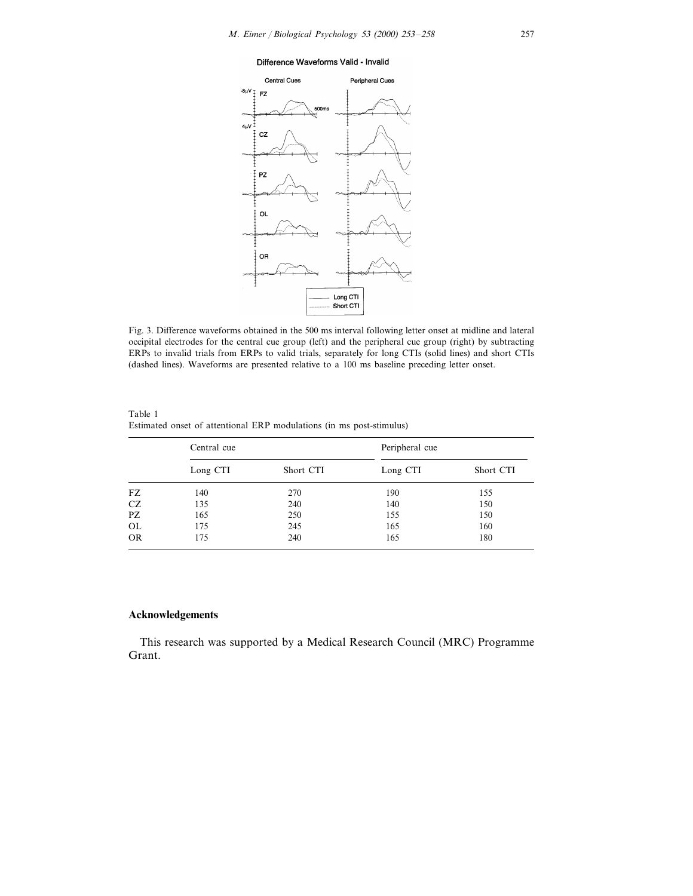Fig. 3. Difference waveforms obtained in the 500 ms interval following letter onset at midline and lateral occipital electrodes for the central cue group (left) and the peripheral cue group (right) by subtracting ERPs to invalid trials from ERPs to valid trials, separately for long CTIs (solid lines) and short CTIs (dashed lines). Waveforms are presented relative to a 100 ms baseline preceding letter onset.

Table 1
Estimated onset of attentional ERP modulations (in ms post-stimulus)

| | Central cue | | Peripheral cue | |
|---|---|---|---|---|
| | Long CTI | Short CTI | Long CTI | Short CTI |
| FZ | 140 | 270 | 190 | 155 |
| CZ | 135 | 240 | 140 | 150 |
| PZ | 165 | 250 | 155 | 150 |
| OL | 175 | 245 | 165 | 160 |
| OR | 175 | 240 | 165 | 180 |

## Acknowledgements

This research was supported by a Medical Research Council (MRC) Programme Grant.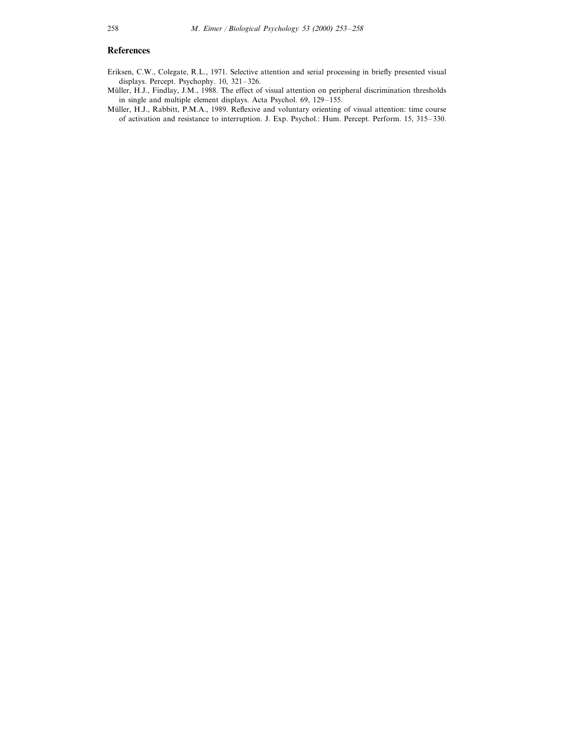## References

Eriksen, C.W., Colegate, R.L., 1971. Selective attention and serial processing in briefly presented visual displays. Percept. Psychophy. 10, 321–326.

Müller, H.J., Findlay, J.M., 1988. The effect of visual attention on peripheral discrimination thresholds in single and multiple element displays. Acta Psychol. 69, 129–155.

Müller, H.J., Rabbitt, P.M.A., 1989. Reflexive and voluntary orienting of visual attention: time course of activation and resistance to interruption. J. Exp. Psychol.: Hum. Percept. Perform. 15, 315–330.